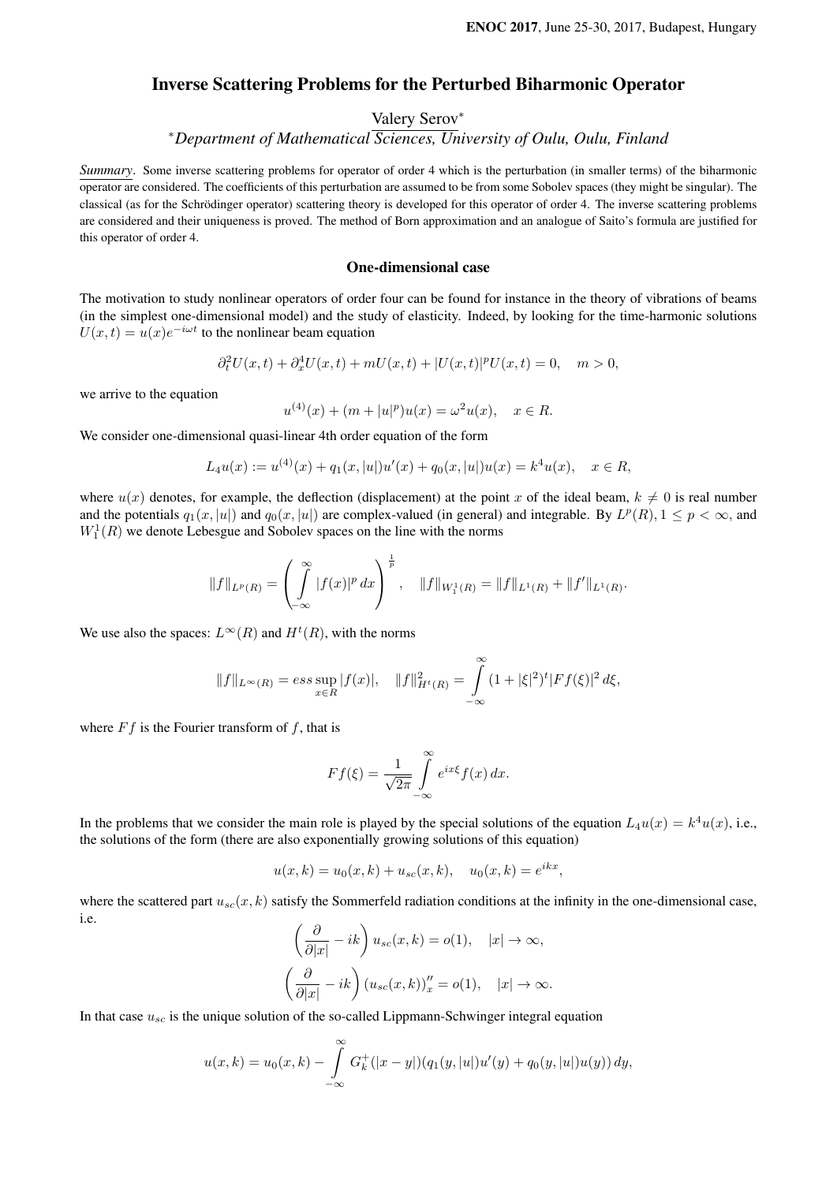# Inverse Scattering Problems for the Perturbed Biharmonic Operator

Valery Serov[*]

[*]*Department of Mathematical Sciences, University of Oulu, Oulu, Finland*

*Summary*. Some inverse scattering problems for operator of order 4 which is the perturbation (in smaller terms) of the biharmonic operator are considered. The coefficients of this perturbation are assumed to be from some Sobolev spaces (they might be singular). The classical (as for the Schrödinger operator) scattering theory is developed for this operator of order 4. The inverse scattering problems are considered and their uniqueness is proved. The method of Born approximation and an analogue of Saito's formula are justified for this operator of order 4.

## One-dimensional case

The motivation to study nonlinear operators of order four can be found for instance in the theory of vibrations of beams (in the simplest one-dimensional model) and the study of elasticity. Indeed, by looking for the time-harmonic solutions $U(x,t) = u(x)e^{-i\omega t}$ to the nonlinear beam equation

$$\partial_t^2 U(x,t) + \partial_x^4 U(x,t) + mU(x,t) + |U(x,t)|^p U(x,t) = 0, \quad m > 0,$$

we arrive to the equation

$$u^{(4)}(x) + (m + |u|^p)u(x) = \omega^2 u(x), \quad x \in R.$$

We consider one-dimensional quasi-linear 4th order equation of the form

$$L_4 u(x) := u^{(4)}(x) + q_1(x,|u|)u'(x) + q_0(x,|u|)u(x) = k^4 u(x), \quad x \in R,$$

where $u(x)$ denotes, for example, the deflection (displacement) at the point $x$ of the ideal beam, $k \neq 0$ is real number and the potentials $q_1(x,|u|)$ and $q_0(x,|u|)$ are complex-valued (in general) and integrable. By $L^p(R), 1 \leq p < \infty$, and $W_1^1(R)$ we denote Lebesgue and Sobolev spaces on the line with the norms

$$\|f\|_{L^p(R)} = \left( \int_{-\infty}^{\infty} |f(x)|^p \, dx \right)^{\frac{1}{p}}, \quad \|f\|_{W_1^1(R)} = \|f\|_{L^1(R)} + \|f'\|_{L^1(R)}.$$

We use also the spaces: $L^\infty(R)$ and $H^t(R)$, with the norms

$$\|f\|_{L^\infty(R)} = ess \sup_{x \in R} |f(x)|, \quad \|f\|_{H^t(R)}^2 = \int_{-\infty}^{\infty} (1 + |\xi|^2)^t |Ff(\xi)|^2 \, d\xi,$$

where $Ff$ is the Fourier transform of $f$, that is

$$Ff(\xi) = \frac{1}{\sqrt{2\pi}} \int_{-\infty}^{\infty} e^{ix\xi} f(x) \, dx.$$

In the problems that we consider the main role is played by the special solutions of the equation $L_4 u(x) = k^4 u(x)$, i.e., the solutions of the form (there are also exponentially growing solutions of this equation)

$$u(x,k) = u_0(x,k) + u_{sc}(x,k), \quad u_0(x,k) = e^{ikx},$$

where the scattered part $u_{sc}(x,k)$ satisfy the Sommerfeld radiation conditions at the infinity in the one-dimensional case, i.e.

$$\left( \frac{\partial}{\partial |x|} - ik \right) u_{sc}(x,k) = o(1), \quad |x| \to \infty,$$

$$\left( \frac{\partial}{\partial |x|} - ik \right) (u_{sc}(x,k))_x'' = o(1), \quad |x| \to \infty.$$

In that case $u_{sc}$ is the unique solution of the so-called Lippmann-Schwinger integral equation

$$u(x,k) = u_0(x,k) - \int_{-\infty}^{\infty} G_k^+(|x-y|)(q_1(y,|u|)u'(y) + q_0(y,|u|)u(y)) \, dy,$$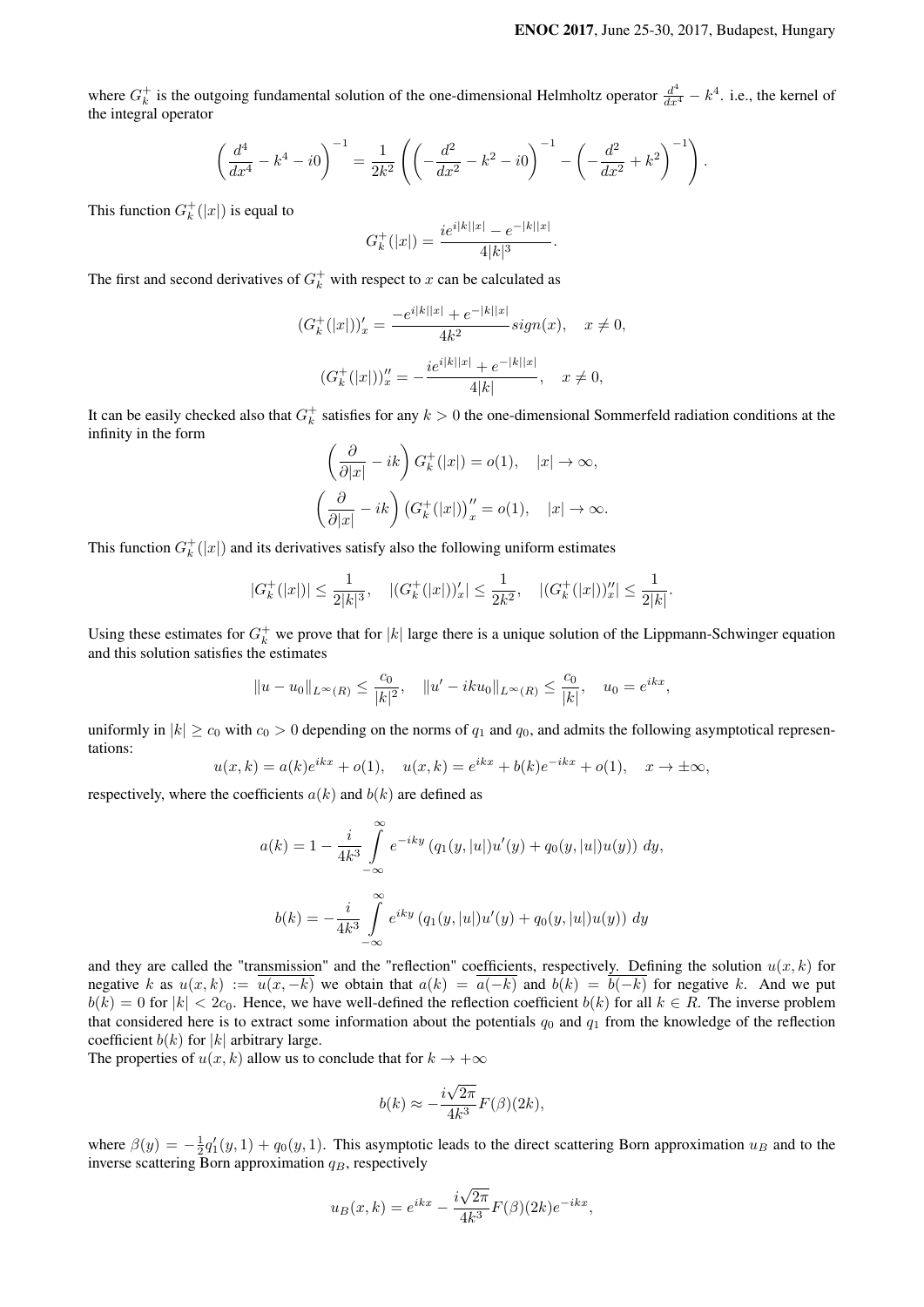where $G_k^+$ is the outgoing fundamental solution of the one-dimensional Helmholtz operator $\frac{d^4}{dx^4} - k^4$. i.e., the kernel of the integral operator

$$\left(\frac{d^4}{dx^4} - k^4 - i0\right)^{-1} = \frac{1}{2k^2}\left(\left(-\frac{d^2}{dx^2} - k^2 - i0\right)^{-1} - \left(-\frac{d^2}{dx^2} + k^2\right)^{-1}\right).$$

This function $G_k^+(|x|)$ is equal to

$$G_k^+(|x|) = \frac{ie^{i|k||x|} - e^{-|k||x|}}{4|k|^3}.$$

The first and second derivatives of $G_k^+$ with respect to $x$ can be calculated as

$$(G_k^+(|x|))'_x = \frac{-e^{i|k||x|} + e^{-|k||x|}}{4k^2} sign(x), \quad x \neq 0,$$

$$(G_k^+(|x|))''_x = -\frac{ie^{i|k||x|} + e^{-|k||x|}}{4|k|}, \quad x \neq 0,$$

It can be easily checked also that $G_k^+$ satisfies for any $k > 0$ the one-dimensional Sommerfeld radiation conditions at the infinity in the form

$$\left(\frac{\partial}{\partial|x|} - ik\right) G_k^+(|x|) = o(1), \quad |x| \to \infty,$$

$$\left(\frac{\partial}{\partial|x|} - ik\right) \left(G_k^+(|x|)\right)''_x = o(1), \quad |x| \to \infty.$$

This function $G_k^+(|x|)$ and its derivatives satisfy also the following uniform estimates

$$|G_k^+(|x|)| \leq \frac{1}{2|k|^3}, \quad |(G_k^+(|x|))'_x| \leq \frac{1}{2k^2}, \quad |(G_k^+(|x|))''_x| \leq \frac{1}{2|k|}.$$

Using these estimates for $G_k^+$ we prove that for $|k|$ large there is a unique solution of the Lippmann-Schwinger equation and this solution satisfies the estimates

$$\|u - u_0\|_{L^\infty(R)} \leq \frac{c_0}{|k|^2}, \quad \|u' - iku_0\|_{L^\infty(R)} \leq \frac{c_0}{|k|}, \quad u_0 = e^{ikx},$$

uniformly in $|k| \geq c_0$ with $c_0 > 0$ depending on the norms of $q_1$ and $q_0$, and admits the following asymptotical representations:

$$u(x,k) = a(k)e^{ikx} + o(1), \quad u(x,k) = e^{ikx} + b(k)e^{-ikx} + o(1), \quad x \to \pm\infty,$$

respectively, where the coefficients $a(k)$ and $b(k)$ are defined as

$$a(k) = 1 - \frac{i}{4k^3}\int_{-\infty}^{\infty} e^{-iky}\left(q_1(y,|u|)u'(y) + q_0(y,|u|)u(y)\right) dy,$$

$$b(k) = -\frac{i}{4k^3}\int_{-\infty}^{\infty} e^{iky}\left(q_1(y,|u|)u'(y) + q_0(y,|u|)u(y)\right) dy$$

and they are called the "transmission" and the "reflection" coefficients, respectively. Defining the solution $u(x,k)$ for negative $k$ as $u(x,k) := \overline{u(x,-k)}$ we obtain that $a(k) = \overline{a(-k)}$ and $b(k) = \overline{b(-k)}$ for negative $k$. And we put $b(k) = 0$ for $|k| < 2c_0$. Hence, we have well-defined the reflection coefficient $b(k)$ for all $k \in R$. The inverse problem that considered here is to extract some information about the potentials $q_0$ and $q_1$ from the knowledge of the reflection coefficient $b(k)$ for $|k|$ arbitrary large.

The properties of $u(x,k)$ allow us to conclude that for $k \to +\infty$

$$b(k) \approx -\frac{i\sqrt{2\pi}}{4k^3}F(\beta)(2k),$$

where $\beta(y) = -\frac{1}{2}q_1'(y,1) + q_0(y,1)$. This asymptotic leads to the direct scattering Born approximation $u_B$ and to the inverse scattering Born approximation $q_B$, respectively

$$u_B(x,k) = e^{ikx} - \frac{i\sqrt{2\pi}}{4k^3}F(\beta)(2k)e^{-ikx},$$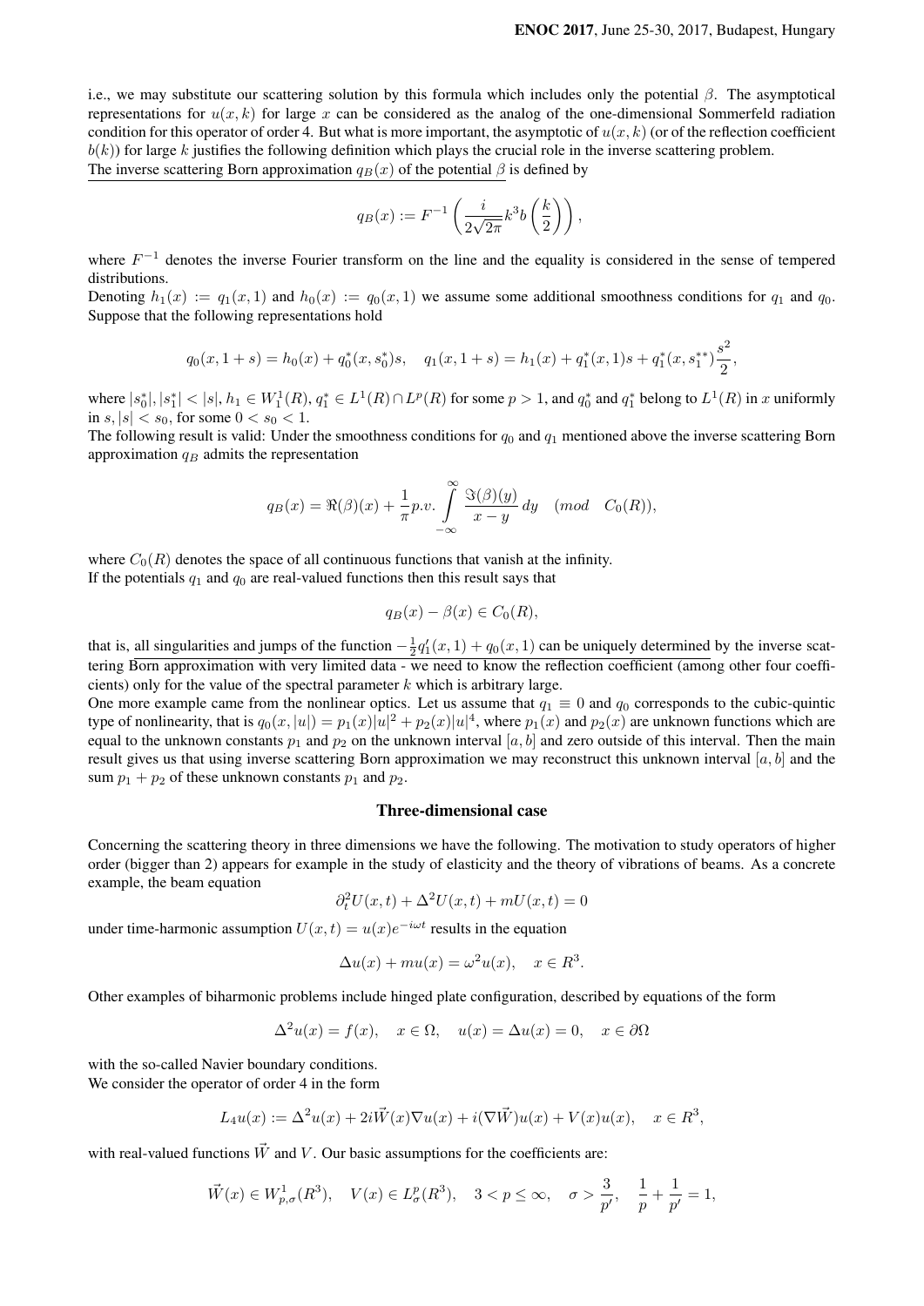i.e., we may substitute our scattering solution by this formula which includes only the potential $\beta$. The asymptotical representations for $u(x,k)$ for large $x$ can be considered as the analog of the one-dimensional Sommerfeld radiation condition for this operator of order 4. But what is more important, the asymptotic of $u(x,k)$ (or of the reflection coefficient $b(k)$) for large $k$ justifies the following definition which plays the crucial role in the inverse scattering problem.
The inverse scattering Born approximation $q_B(x)$ of the potential $\beta$ is defined by

$$q_B(x) := F^{-1}\left(\frac{i}{2\sqrt{2\pi}} k^3 b\left(\frac{k}{2}\right)\right),$$

where $F^{-1}$ denotes the inverse Fourier transform on the line and the equality is considered in the sense of tempered distributions.
Denoting $h_1(x) := q_1(x,1)$ and $h_0(x) := q_0(x,1)$ we assume some additional smoothness conditions for $q_1$ and $q_0$. Suppose that the following representations hold

$$q_0(x, 1+s) = h_0(x) + q_0^*(x, s_0^*)s, \quad q_1(x, 1+s) = h_1(x) + q_1^*(x,1)s + q_1^*(x, s_1^{**})\frac{s^2}{2},$$

where $|s_0^*|, |s_1^*| < |s|$, $h_1 \in W_1^1(R)$, $q_1^* \in L^1(R) \cap L^p(R)$ for some $p > 1$, and $q_0^*$ and $q_1^*$ belong to $L^1(R)$ in $x$ uniformly in $s, |s| < s_0$, for some $0 < s_0 < 1$.
The following result is valid: Under the smoothness conditions for $q_0$ and $q_1$ mentioned above the inverse scattering Born approximation $q_B$ admits the representation

$$q_B(x) = \Re(\beta)(x) + \frac{1}{\pi} p.v. \int_{-\infty}^{\infty} \frac{\Im(\beta)(y)}{x-y}\, dy \quad (mod \quad C_0(R)),$$

where $C_0(R)$ denotes the space of all continuous functions that vanish at the infinity.
If the potentials $q_1$ and $q_0$ are real-valued functions then this result says that

$$q_B(x) - \beta(x) \in C_0(R),$$

that is, all singularities and jumps of the function $-\frac{1}{2}q_1'(x,1) + q_0(x,1)$ can be uniquely determined by the inverse scattering Born approximation with very limited data - we need to know the reflection coefficient (among other four coefficients) only for the value of the spectral parameter $k$ which is arbitrary large.
One more example came from the nonlinear optics. Let us assume that $q_1 \equiv 0$ and $q_0$ corresponds to the cubic-quintic type of nonlinearity, that is $q_0(x, |u|) = p_1(x)|u|^2 + p_2(x)|u|^4$, where $p_1(x)$ and $p_2(x)$ are unknown functions which are equal to the unknown constants $p_1$ and $p_2$ on the unknown interval $[a,b]$ and zero outside of this interval. Then the main result gives us that using inverse scattering Born approximation we may reconstruct this unknown interval $[a,b]$ and the sum $p_1 + p_2$ of these unknown constants $p_1$ and $p_2$.

## Three-dimensional case

Concerning the scattering theory in three dimensions we have the following. The motivation to study operators of higher order (bigger than 2) appears for example in the study of elasticity and the theory of vibrations of beams. As a concrete example, the beam equation

$$\partial_t^2 U(x,t) + \Delta^2 U(x,t) + mU(x,t) = 0$$

under time-harmonic assumption $U(x,t) = u(x)e^{-i\omega t}$ results in the equation

$$\Delta u(x) + mu(x) = \omega^2 u(x), \quad x \in R^3.$$

Other examples of biharmonic problems include hinged plate configuration, described by equations of the form

$$\Delta^2 u(x) = f(x), \quad x \in \Omega, \quad u(x) = \Delta u(x) = 0, \quad x \in \partial\Omega$$

with the so-called Navier boundary conditions.
We consider the operator of order 4 in the form

$$L_4 u(x) := \Delta^2 u(x) + 2i\vec{W}(x)\nabla u(x) + i(\nabla \vec{W})u(x) + V(x)u(x), \quad x \in R^3,$$

with real-valued functions $\vec{W}$ and $V$. Our basic assumptions for the coefficients are:

$$\vec{W}(x) \in W_{p,\sigma}^1(R^3), \quad V(x) \in L_\sigma^p(R^3), \quad 3 < p \leq \infty, \quad \sigma > \frac{3}{p'}, \quad \frac{1}{p} + \frac{1}{p'} = 1,$$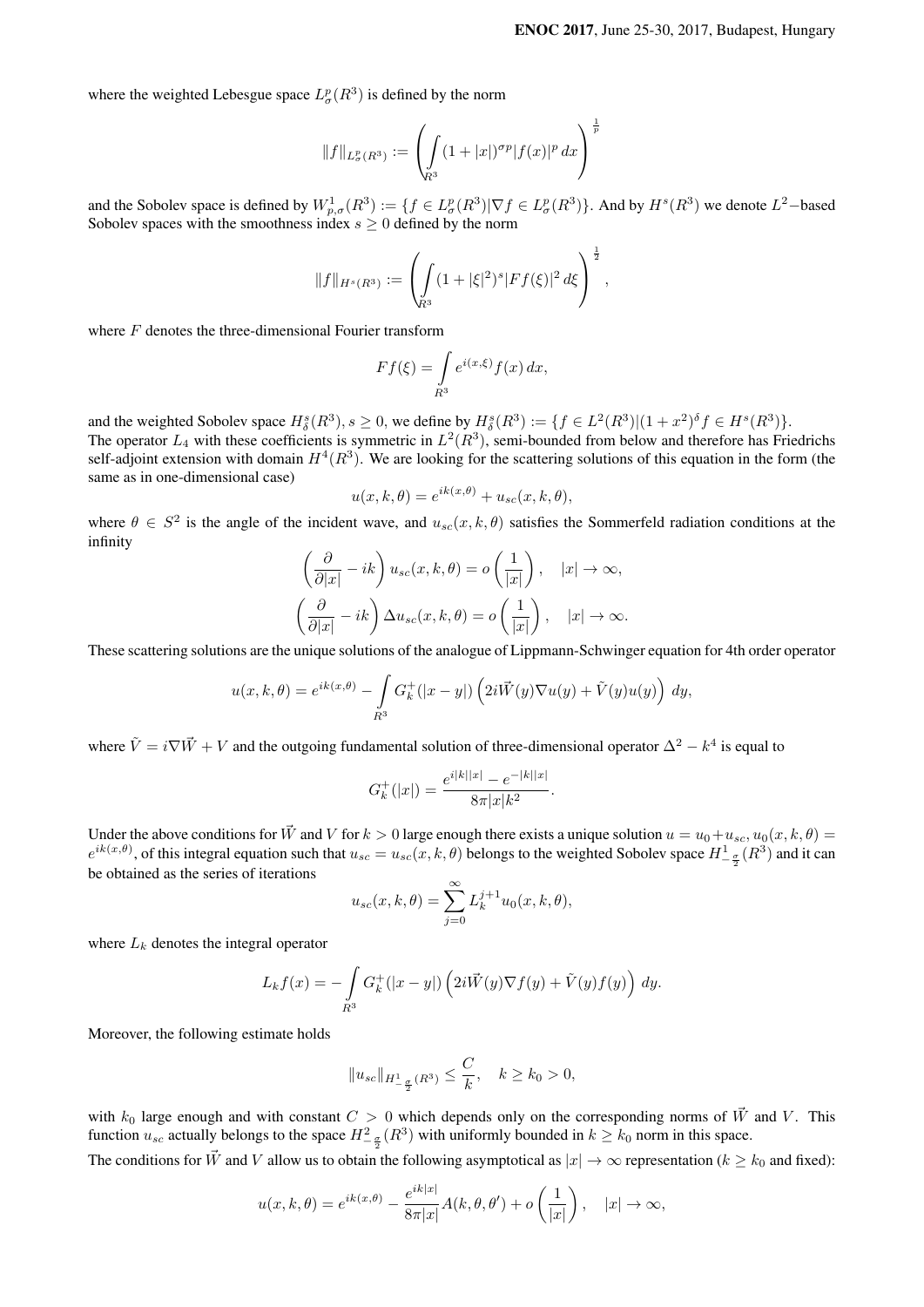where the weighted Lebesgue space $L^p_\sigma(R^3)$ is defined by the norm

$$\|f\|_{L^p_\sigma(R^3)} := \left( \int\limits_{R^3} (1+|x|)^{\sigma p} |f(x)|^p \, dx \right)^{\frac{1}{p}}$$

and the Sobolev space is defined by $W^1_{p,\sigma}(R^3) := \{f \in L^p_\sigma(R^3) | \nabla f \in L^p_\sigma(R^3)\}$. And by $H^s(R^3)$ we denote $L^2-$based Sobolev spaces with the smoothness index $s \geq 0$ defined by the norm

$$\|f\|_{H^s(R^3)} := \left( \int\limits_{R^3} (1+|\xi|^2)^s |Ff(\xi)|^2 \, d\xi \right)^{\frac{1}{2}},$$

where $F$ denotes the three-dimensional Fourier transform

$$Ff(\xi) = \int\limits_{R^3} e^{i(x,\xi)} f(x) \, dx,$$

and the weighted Sobolev space $H^s_\delta(R^3)$, $s \geq 0$, we define by $H^s_\delta(R^3) := \{f \in L^2(R^3) | (1+x^2)^\delta f \in H^s(R^3)\}$.
The operator $L_4$ with these coefficients is symmetric in $L^2(R^3)$, semi-bounded from below and therefore has Friedrichs self-adjoint extension with domain $H^4(R^3)$. We are looking for the scattering solutions of this equation in the form (the same as in one-dimensional case)

$$u(x,k,\theta) = e^{ik(x,\theta)} + u_{sc}(x,k,\theta),$$

where $\theta \in S^2$ is the angle of the incident wave, and $u_{sc}(x,k,\theta)$ satisfies the Sommerfeld radiation conditions at the infinity

$$\left( \frac{\partial}{\partial |x|} - ik \right) u_{sc}(x,k,\theta) = o\left( \frac{1}{|x|} \right), \quad |x| \to \infty,$$

$$\left( \frac{\partial}{\partial |x|} - ik \right) \Delta u_{sc}(x,k,\theta) = o\left( \frac{1}{|x|} \right), \quad |x| \to \infty.$$

These scattering solutions are the unique solutions of the analogue of Lippmann-Schwinger equation for 4th order operator

$$u(x,k,\theta) = e^{ik(x,\theta)} - \int\limits_{R^3} G^+_k(|x-y|) \left( 2i\vec{W}(y)\nabla u(y) + \tilde{V}(y)u(y) \right) \, dy,$$

where $\tilde{V} = i\nabla\vec{W} + V$ and the outgoing fundamental solution of three-dimensional operator $\Delta^2 - k^4$ is equal to

$$G^+_k(|x|) = \frac{e^{i|k||x|} - e^{-|k||x|}}{8\pi|x|k^2}.$$

Under the above conditions for $\vec{W}$ and $V$ for $k > 0$ large enough there exists a unique solution $u = u_0 + u_{sc}$, $u_0(x,k,\theta) = e^{ik(x,\theta)}$, of this integral equation such that $u_{sc} = u_{sc}(x,k,\theta)$ belongs to the weighted Sobolev space $H^1_{-\frac{\sigma}{2}}(R^3)$ and it can be obtained as the series of iterations

$$u_{sc}(x,k,\theta) = \sum_{j=0}^{\infty} L_k^{j+1} u_0(x,k,\theta),$$

where $L_k$ denotes the integral operator

$$L_k f(x) = -\int\limits_{R^3} G^+_k(|x-y|) \left( 2i\vec{W}(y)\nabla f(y) + \tilde{V}(y)f(y) \right) \, dy.$$

Moreover, the following estimate holds

$$\|u_{sc}\|_{H^1_{-\frac{\sigma}{2}}(R^3)} \leq \frac{C}{k}, \quad k \geq k_0 > 0,$$

with $k_0$ large enough and with constant $C > 0$ which depends only on the corresponding norms of $\vec{W}$ and $V$. This function $u_{sc}$ actually belongs to the space $H^2_{-\frac{\sigma}{2}}(R^3)$ with uniformly bounded in $k \geq k_0$ norm in this space.
The conditions for $\vec{W}$ and $V$ allow us to obtain the following asymptotical as $|x| \to \infty$ representation ($k \geq k_0$ and fixed):

$$u(x,k,\theta) = e^{ik(x,\theta)} - \frac{e^{ik|x|}}{8\pi|x|} A(k,\theta,\theta') + o\left( \frac{1}{|x|} \right), \quad |x| \to \infty,$$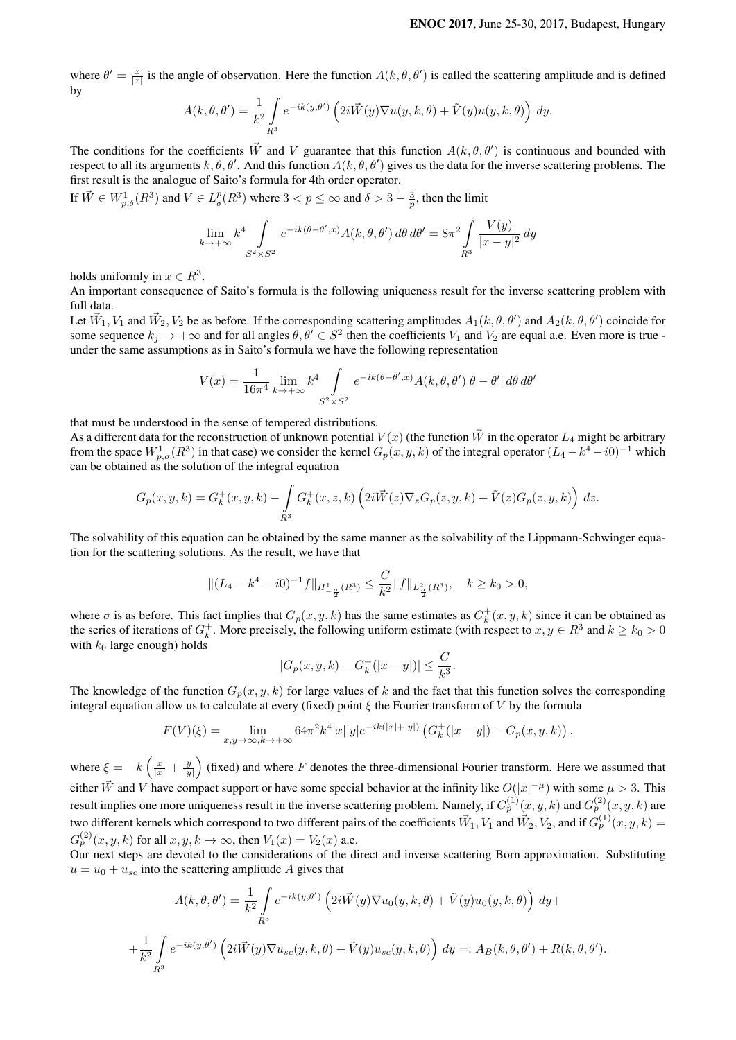where $\theta' = \frac{x}{|x|}$ is the angle of observation. Here the function $A(k, \theta, \theta')$ is called the scattering amplitude and is defined by

$$A(k, \theta, \theta') = \frac{1}{k^2} \int_{R^3} e^{-ik(y,\theta')} \left( 2i\vec{W}(y)\nabla u(y, k, \theta) + \tilde{V}(y)u(y, k, \theta) \right) \, dy.$$

The conditions for the coefficients $\vec{W}$ and $V$ guarantee that this function $A(k, \theta, \theta')$ is continuous and bounded with respect to all its arguments $k, \theta, \theta'$. And this function $A(k, \theta, \theta')$ gives us the data for the inverse scattering problems. The first result is the analogue of Saito's formula for 4th order operator.

If $\vec{W} \in W^1_{p,\delta}(R^3)$ and $V \in L^p_\delta(R^3)$ where $3 < p \leq \infty$ and $\delta > 3 - \frac{3}{p}$, then the limit

$$\lim_{k \to +\infty} k^4 \int_{S^2 \times S^2} e^{-ik(\theta - \theta', x)} A(k, \theta, \theta') \, d\theta \, d\theta' = 8\pi^2 \int_{R^3} \frac{V(y)}{|x - y|^2} \, dy$$

holds uniformly in $x \in R^3$.

An important consequence of Saito's formula is the following uniqueness result for the inverse scattering problem with full data.

Let $\vec{W}_1, V_1$ and $\vec{W}_2, V_2$ be as before. If the corresponding scattering amplitudes $A_1(k, \theta, \theta')$ and $A_2(k, \theta, \theta')$ coincide for some sequence $k_j \to +\infty$ and for all angles $\theta, \theta' \in S^2$ then the coefficients $V_1$ and $V_2$ are equal a.e. Even more is true - under the same assumptions as in Saito's formula we have the following representation

$$V(x) = \frac{1}{16\pi^4} \lim_{k \to +\infty} k^4 \int_{S^2 \times S^2} e^{-ik(\theta - \theta', x)} A(k, \theta, \theta') |\theta - \theta'| \, d\theta \, d\theta'$$

that must be understood in the sense of tempered distributions.

As a different data for the reconstruction of unknown potential $V(x)$ (the function $\vec{W}$ in the operator $L_4$ might be arbitrary from the space $W^1_{p,\sigma}(R^3)$ in that case) we consider the kernel $G_p(x, y, k)$ of the integral operator $(L_4 - k^4 - i0)^{-1}$ which can be obtained as the solution of the integral equation

$$G_p(x, y, k) = G_k^+(x, y, k) - \int_{R^3} G_k^+(x, z, k) \left( 2i\vec{W}(z)\nabla_z G_p(z, y, k) + \tilde{V}(z)G_p(z, y, k) \right) \, dz.$$

The solvability of this equation can be obtained by the same manner as the solvability of the Lippmann-Schwinger equation for the scattering solutions. As the result, we have that

$$\|(L_4 - k^4 - i0)^{-1} f\|_{H^1_{-\frac{\sigma}{2}}(R^3)} \leq \frac{C}{k^2} \|f\|_{L^2_{\frac{\sigma}{2}}(R^3)}, \quad k \geq k_0 > 0,$$

where $\sigma$ is as before. This fact implies that $G_p(x, y, k)$ has the same estimates as $G_k^+(x, y, k)$ since it can be obtained as the series of iterations of $G_k^+$. More precisely, the following uniform estimate (with respect to $x, y \in R^3$ and $k \geq k_0 > 0$ with $k_0$ large enough) holds

$$|G_p(x, y, k) - G_k^+(|x - y|)| \leq \frac{C}{k^3}.$$

The knowledge of the function $G_p(x, y, k)$ for large values of $k$ and the fact that this function solves the corresponding integral equation allow us to calculate at every (fixed) point $\xi$ the Fourier transform of $V$ by the formula

$$F(V)(\xi) = \lim_{x, y \to \infty, k \to +\infty} 64\pi^2 k^4 |x||y| e^{-ik(|x|+|y|)} \left( G_k^+(|x - y|) - G_p(x, y, k) \right),$$

where $\xi = -k\left(\frac{x}{|x|} + \frac{y}{|y|}\right)$ (fixed) and where $F$ denotes the three-dimensional Fourier transform. Here we assumed that either $\vec{W}$ and $V$ have compact support or have some special behavior at the infinity like $O(|x|^{-\mu})$ with some $\mu > 3$. This result implies one more uniqueness result in the inverse scattering problem. Namely, if $G_p^{(1)}(x, y, k)$ and $G_p^{(2)}(x, y, k)$ are two different kernels which correspond to two different pairs of the coefficients $\vec{W}_1, V_1$ and $\vec{W}_2, V_2$, and if $G_p^{(1)}(x, y, k) = G_p^{(2)}(x, y, k)$ for all $x, y, k \to \infty$, then $V_1(x) = V_2(x)$ a.e.

Our next steps are devoted to the considerations of the direct and inverse scattering Born approximation. Substituting $u = u_0 + u_{sc}$ into the scattering amplitude $A$ gives that

$$A(k, \theta, \theta') = \frac{1}{k^2} \int_{R^3} e^{-ik(y,\theta')} \left( 2i\vec{W}(y)\nabla u_0(y, k, \theta) + \tilde{V}(y)u_0(y, k, \theta) \right) \, dy +$$

$$+ \frac{1}{k^2} \int_{R^3} e^{-ik(y,\theta')} \left( 2i\vec{W}(y)\nabla u_{sc}(y, k, \theta) + \tilde{V}(y)u_{sc}(y, k, \theta) \right) \, dy =: A_B(k, \theta, \theta') + R(k, \theta, \theta').$$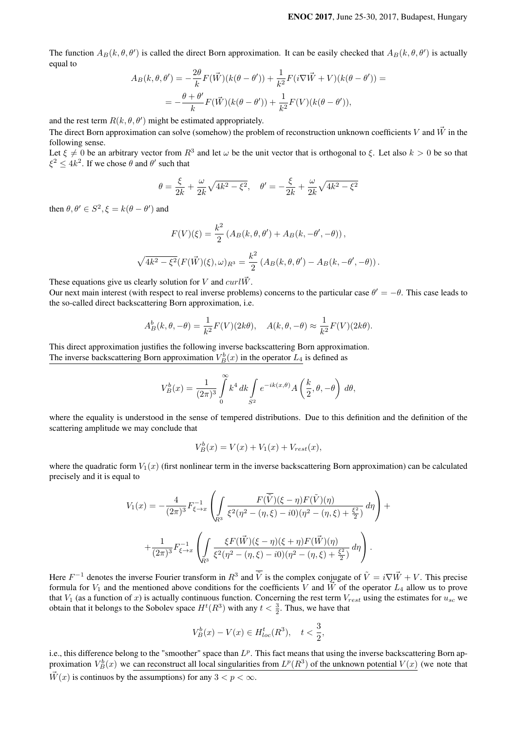The function $A_B(k, \theta, \theta')$ is called the direct Born approximation. It can be easily checked that $A_B(k, \theta, \theta')$ is actually equal to

$$A_B(k, \theta, \theta') = -\frac{2\theta}{k} F(\vec{W})(k(\theta - \theta')) + \frac{1}{k^2} F(i\nabla\vec{W} + V)(k(\theta - \theta')) =$$

$$= -\frac{\theta + \theta'}{k} F(\vec{W})(k(\theta - \theta')) + \frac{1}{k^2} F(V)(k(\theta - \theta')),$$

and the rest term $R(k, \theta, \theta')$ might be estimated appropriately.

The direct Born approximation can solve (somehow) the problem of reconstruction unknown coefficients $V$ and $\vec{W}$ in the following sense.

Let $\xi \neq 0$ be an arbitrary vector from $R^3$ and let $\omega$ be the unit vector that is orthogonal to $\xi$. Let also $k > 0$ be so that $\xi^2 \leq 4k^2$. If we chose $\theta$ and $\theta'$ such that

$$\theta = \frac{\xi}{2k} + \frac{\omega}{2k}\sqrt{4k^2 - \xi^2}, \quad \theta' = -\frac{\xi}{2k} + \frac{\omega}{2k}\sqrt{4k^2 - \xi^2}$$

then $\theta, \theta' \in S^2, \xi = k(\theta - \theta')$ and

$$F(V)(\xi) = \frac{k^2}{2}\left(A_B(k, \theta, \theta') + A_B(k, -\theta', -\theta)\right),$$

$$\sqrt{4k^2 - \xi^2}(F(\vec{W})(\xi), \omega)_{R^3} = \frac{k^2}{2}\left(A_B(k, \theta, \theta') - A_B(k, -\theta', -\theta)\right).$$

These equations give us clearly solution for $V$ and $curl\vec{W}$.

Our next main interest (with respect to real inverse problems) concerns to the particular case $\theta' = -\theta$. This case leads to the so-called direct backscattering Born approximation, i.e.

$$A_B^b(k, \theta, -\theta) = \frac{1}{k^2} F(V)(2k\theta), \quad A(k, \theta, -\theta) \approx \frac{1}{k^2} F(V)(2k\theta).$$

This direct approximation justifies the following inverse backscattering Born approximation.

The inverse backscattering Born approximation $V_B^b(x)$ in the operator $L_4$ is defined as

$$V_B^b(x) = \frac{1}{(2\pi)^3} \int_0^\infty k^4 \, dk \int_{S^2} e^{-ik(x,\theta)} A\left(\frac{k}{2}, \theta, -\theta\right) \, d\theta,$$

where the equality is understood in the sense of tempered distributions. Due to this definition and the definition of the scattering amplitude we may conclude that

$$V_B^b(x) = V(x) + V_1(x) + V_{rest}(x),$$

where the quadratic form $V_1(x)$ (first nonlinear term in the inverse backscattering Born approximation) can be calculated precisely and it is equal to

$$V_1(x) = -\frac{4}{(2\pi)^3} F^{-1}_{\xi \to x}\left(\int_{R^3} \frac{F(\overline{\tilde{V}})(\xi - \eta) F(\tilde{V})(\eta)}{\xi^2(\eta^2 - (\eta, \xi) - i0)(\eta^2 - (\eta, \xi) + \frac{\xi^2}{2})} \, d\eta\right) +$$

$$+ \frac{1}{(2\pi)^3} F^{-1}_{\xi \to x}\left(\int_{R^3} \frac{\xi F(\vec{W})(\xi - \eta)(\xi + \eta) F(\vec{W})(\eta)}{\xi^2(\eta^2 - (\eta, \xi) - i0)(\eta^2 - (\eta, \xi) + \frac{\xi^2}{2})} \, d\eta\right).$$

Here $F^{-1}$ denotes the inverse Fourier transform in $R^3$ and $\overline{\tilde{V}}$ is the complex conjugate of $\tilde{V} = i\nabla\vec{W} + V$. This precise formula for $V_1$ and the mentioned above conditions for the coefficients $V$ and $\vec{W}$ of the operator $L_4$ allow us to prove that $V_1$ (as a function of $x$) is actually continuous function. Concerning the rest term $V_{rest}$ using the estimates for $u_{sc}$ we obtain that it belongs to the Sobolev space $H^t(R^3)$ with any $t < \frac{3}{2}$. Thus, we have that

$$V_B^b(x) - V(x) \in H^t_{loc}(R^3), \quad t < \frac{3}{2},$$

i.e., this difference belong to the "smoother" space than $L^p$. This fact means that using the inverse backscattering Born approximation $V_B^b(x)$ we can reconstruct all local singularities from $L^p(R^3)$ of the unknown potential $V(x)$ (we note that $\vec{W}(x)$ is continuos by the assumptions) for any $3 < p < \infty$.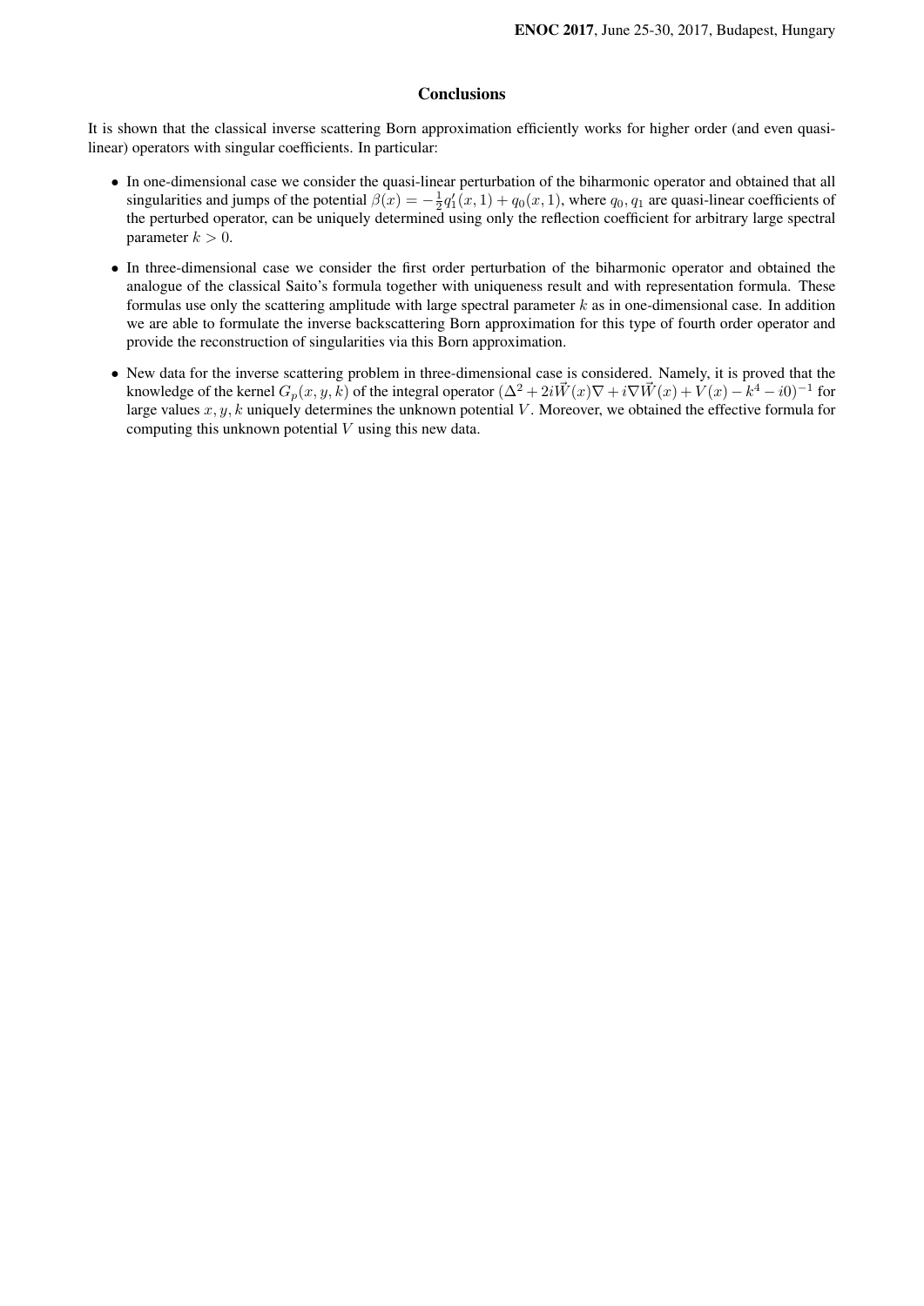## Conclusions

It is shown that the classical inverse scattering Born approximation efficiently works for higher order (and even quasi-linear) operators with singular coefficients. In particular:

- In one-dimensional case we consider the quasi-linear perturbation of the biharmonic operator and obtained that all singularities and jumps of the potential $\beta(x) = -\frac{1}{2}q_1'(x, 1) + q_0(x, 1)$, where $q_0, q_1$ are quasi-linear coefficients of the perturbed operator, can be uniquely determined using only the reflection coefficient for arbitrary large spectral parameter $k > 0$.
- In three-dimensional case we consider the first order perturbation of the biharmonic operator and obtained the analogue of the classical Saito's formula together with uniqueness result and with representation formula. These formulas use only the scattering amplitude with large spectral parameter $k$ as in one-dimensional case. In addition we are able to formulate the inverse backscattering Born approximation for this type of fourth order operator and provide the reconstruction of singularities via this Born approximation.
- New data for the inverse scattering problem in three-dimensional case is considered. Namely, it is proved that the knowledge of the kernel $G_p(x, y, k)$ of the integral operator $(\Delta^2 + 2i\vec{W}(x)\nabla + i\nabla\vec{W}(x) + V(x) - k^4 - i0)^{-1}$ for large values $x, y, k$ uniquely determines the unknown potential $V$. Moreover, we obtained the effective formula for computing this unknown potential $V$ using this new data.